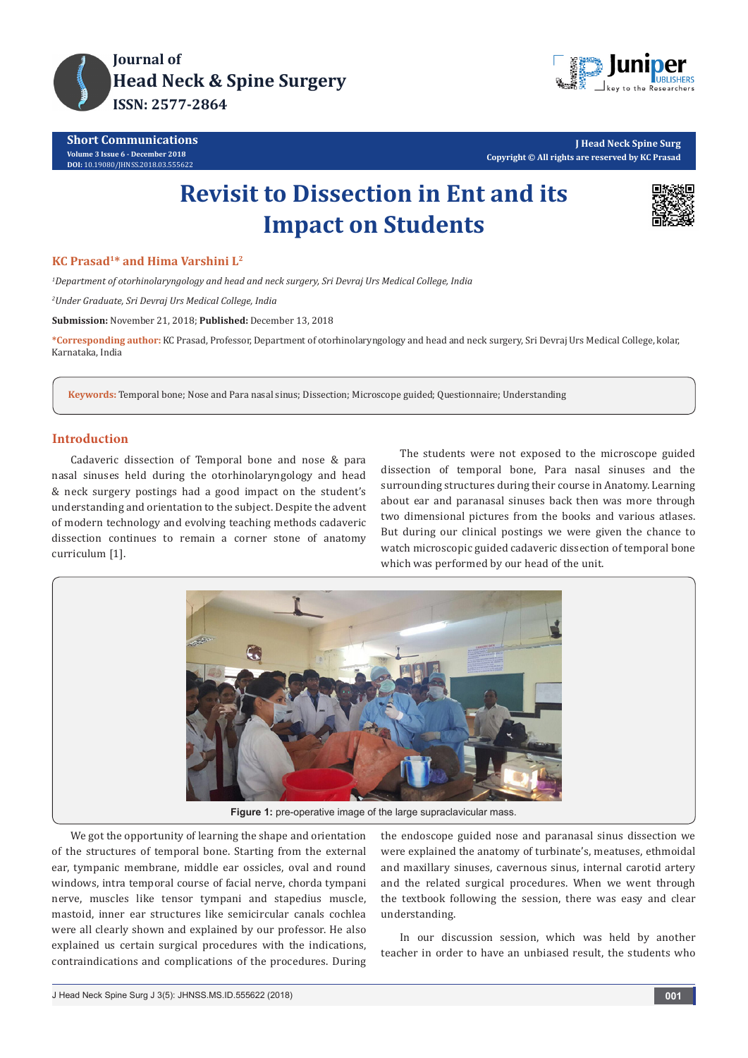# Revisit to Dissection in Ent and its Impact on Students

**KC Prasad[1]* and Hima Varshini L[2]**

*[1]Department of otorhinolaryngology and head and neck surgery, Sri Devraj Urs Medical College, India*

*[2]Under Graduate, Sri Devraj Urs Medical College, India*

**Submission:** November 21, 2018; **Published:** December 13, 2018

***Corresponding author:** KC Prasad, Professor, Department of otorhinolaryngology and head and neck surgery, Sri Devraj Urs Medical College, kolar, Karnataka, India

**Keywords:** Temporal bone; Nose and Para nasal sinus; Dissection; Microscope guided; Questionnaire; Understanding

## Introduction

Cadaveric dissection of Temporal bone and nose & para nasal sinuses held during the otorhinolaryngology and head & neck surgery postings had a good impact on the student's understanding and orientation to the subject. Despite the advent of modern technology and evolving teaching methods cadaveric dissection continues to remain a corner stone of anatomy curriculum [1].

The students were not exposed to the microscope guided dissection of temporal bone, Para nasal sinuses and the surrounding structures during their course in Anatomy. Learning about ear and paranasal sinuses back then was more through two dimensional pictures from the books and various atlases. But during our clinical postings we were given the chance to watch microscopic guided cadaveric dissection of temporal bone which was performed by our head of the unit.

**Figure 1:** pre-operative image of the large supraclavicular mass.

We got the opportunity of learning the shape and orientation of the structures of temporal bone. Starting from the external ear, tympanic membrane, middle ear ossicles, oval and round windows, intra temporal course of facial nerve, chorda tympani nerve, muscles like tensor tympani and stapedius muscle, mastoid, inner ear structures like semicircular canals cochlea were all clearly shown and explained by our professor. He also explained us certain surgical procedures with the indications, contraindications and complications of the procedures. During the endoscope guided nose and paranasal sinus dissection we were explained the anatomy of turbinate's, meatuses, ethmoidal and maxillary sinuses, cavernous sinus, internal carotid artery and the related surgical procedures. When we went through the textbook following the session, there was easy and clear understanding.

In our discussion session, which was held by another teacher in order to have an unbiased result, the students who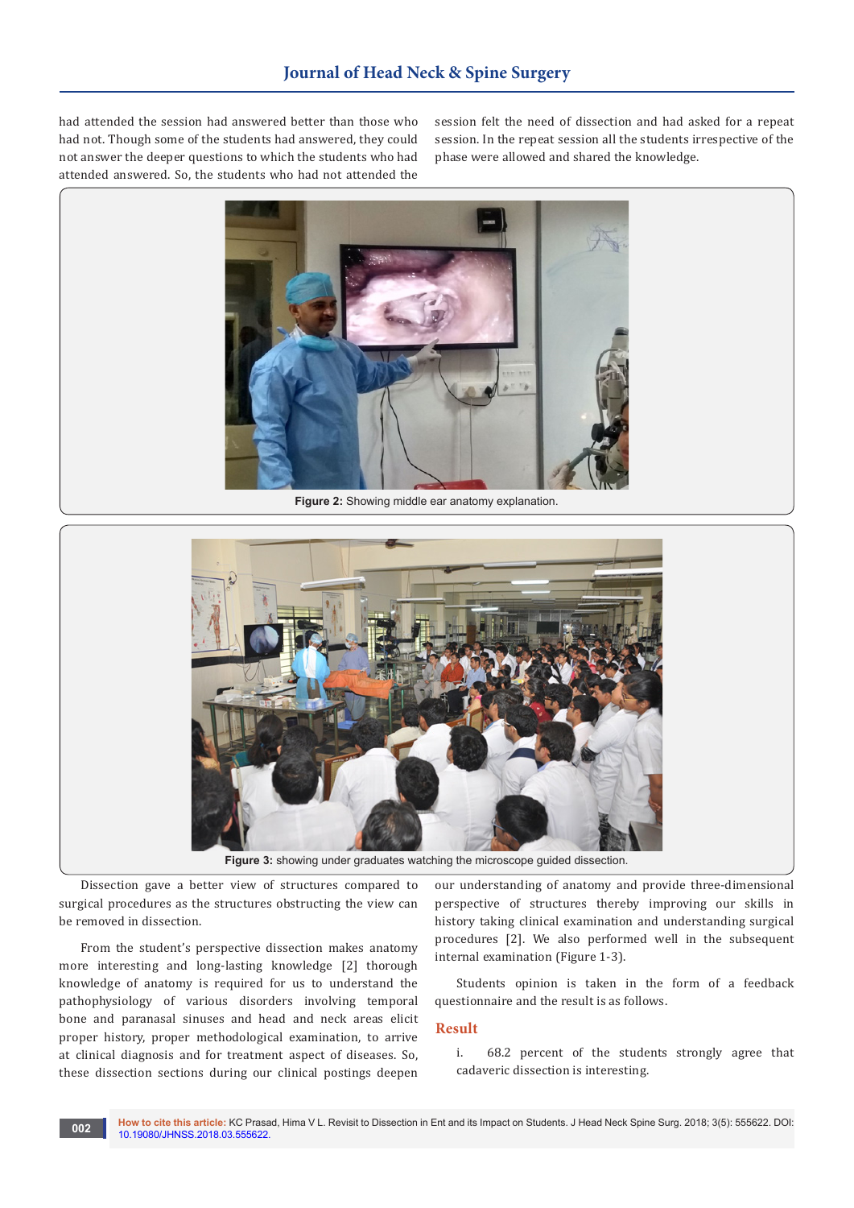had attended the session had answered better than those who had not. Though some of the students had answered, they could not answer the deeper questions to which the students who had attended answered. So, the students who had not attended the session felt the need of dissection and had asked for a repeat session. In the repeat session all the students irrespective of the phase were allowed and shared the knowledge.

**Figure 2:** Showing middle ear anatomy explanation.

**Figure 3:** showing under graduates watching the microscope guided dissection.

Dissection gave a better view of structures compared to surgical procedures as the structures obstructing the view can be removed in dissection.

From the student's perspective dissection makes anatomy more interesting and long-lasting knowledge [2] thorough knowledge of anatomy is required for us to understand the pathophysiology of various disorders involving temporal bone and paranasal sinuses and head and neck areas elicit proper history, proper methodological examination, to arrive at clinical diagnosis and for treatment aspect of diseases. So, these dissection sections during our clinical postings deepen our understanding of anatomy and provide three-dimensional perspective of structures thereby improving our skills in history taking clinical examination and understanding surgical procedures [2]. We also performed well in the subsequent internal examination (Figure 1-3).

Students opinion is taken in the form of a feedback questionnaire and the result is as follows.

## Result

i. 68.2 percent of the students strongly agree that cadaveric dissection is interesting.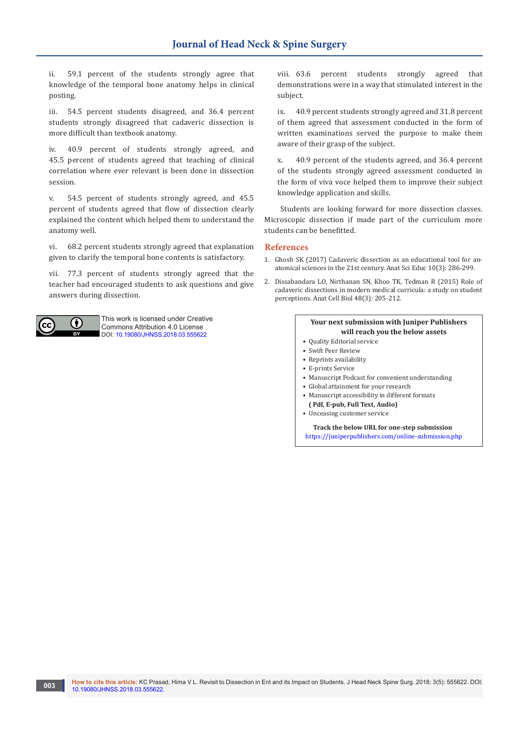ii. 59.1 percent of the students strongly agree that knowledge of the temporal bone anatomy helps in clinical posting.

iii. 54.5 percent students disagreed, and 36.4 percent students strongly disagreed that cadaveric dissection is more difficult than textbook anatomy.

iv. 40.9 percent of students strongly agreed, and 45.5 percent of students agreed that teaching of clinical correlation where ever relevant is been done in dissection session.

v. 54.5 percent of students strongly agreed, and 45.5 percent of students agreed that flow of dissection clearly explained the content which helped them to understand the anatomy well.

vi. 68.2 percent students strongly agreed that explanation given to clarify the temporal bone contents is satisfactory.

vii. 77.3 percent of students strongly agreed that the teacher had encouraged students to ask questions and give answers during dissection.

viii. 63.6 percent students strongly agreed that demonstrations were in a way that stimulated interest in the subject.

ix. 40.9 percent students strongly agreed and 31.8 percent of them agreed that assessment conducted in the form of written examinations served the purpose to make them aware of their grasp of the subject.

x. 40.9 percent of the students agreed, and 36.4 percent of the students strongly agreed assessment conducted in the form of viva voce helped them to improve their subject knowledge application and skills.

Students are looking forward for more dissection classes. Microscopic dissection if made part of the curriculum more students can be benefitted.

## References

1. Ghosh SK (2017) Cadaveric dissection as an educational tool for anatomical sciences in the 21st century. Anat Sci Educ 10(3): 286-299.
2. Dissabandara LO, Nirthanan SN, Khoo TK, Tedman R (2015) Role of cadaveric dissections in modern medical curricula: a study on student perceptions. Anat Cell Biol 48(3): 205-212.

This work is licensed under Creative Commons Attribution 4.0 License
DOI: 10.19080/JHNSS.2018.03.555622

**Your next submission with Juniper Publishers will reach you the below assets**

- Quality Editorial service
- Swift Peer Review
- Reprints availability
- E-prints Service
- Manuscript Podcast for convenient understanding
- Global attainment for your research
- Manuscript accessibility in different formats **( Pdf, E-pub, Full Text, Audio)**
- Unceasing customer service

**Track the below URL for one-step submission**
https://juniperpublishers.com/online-submission.php

**How to cite this article:** KC Prasad, Hima V L. Revisit to Dissection in Ent and its Impact on Students. J Head Neck Spine Surg. 2018; 3(5): 555622. DOI: 10.19080/JHNSS.2018.03.555622.